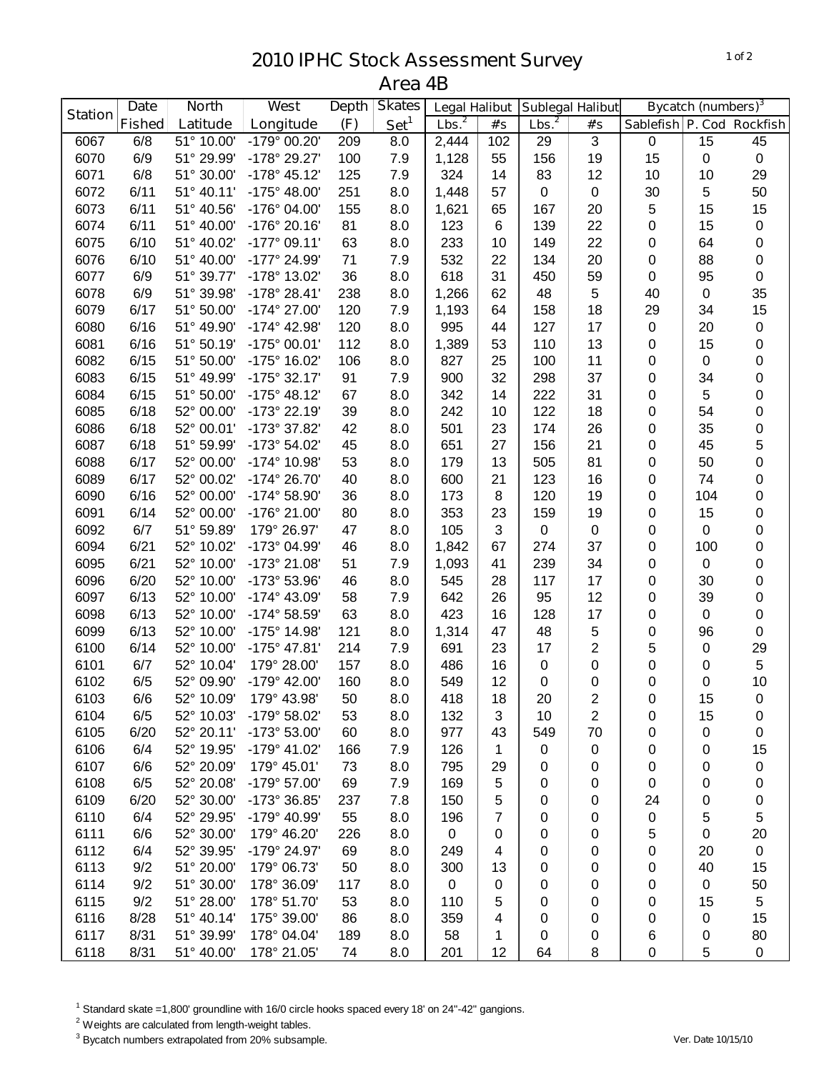# 2010 IPHC Stock Assessment Survey
## Area 4B

| Station | Date | North | West | Depth | Skates | Legal Halibut | | Sublegal Halibut | | Bycatch (numbers)[3] | | |
|---|---|---|---|---|---|---|---|---|---|---|---|---|
| | Fished | Latitude | Longitude | (F) | Set[1] | Lbs.[2] | #s | Lbs.[2] | #s | Sablefish | P. Cod | Rockfish |
| 6067 | 6/8 | 51° 10.00' | -179° 00.20' | 209 | 8.0 | 2,444 | 102 | 29 | 3 | 0 | 15 | 45 |
| 6070 | 6/9 | 51° 29.99' | -178° 29.27' | 100 | 7.9 | 1,128 | 55 | 156 | 19 | 15 | 0 | 0 |
| 6071 | 6/8 | 51° 30.00' | -178° 45.12' | 125 | 7.9 | 324 | 14 | 83 | 12 | 10 | 10 | 29 |
| 6072 | 6/11 | 51° 40.11' | -175° 48.00' | 251 | 8.0 | 1,448 | 57 | 0 | 0 | 30 | 5 | 50 |
| 6073 | 6/11 | 51° 40.56' | -176° 04.00' | 155 | 8.0 | 1,621 | 65 | 167 | 20 | 5 | 15 | 15 |
| 6074 | 6/11 | 51° 40.00' | -176° 20.16' | 81 | 8.0 | 123 | 6 | 139 | 22 | 0 | 15 | 0 |
| 6075 | 6/10 | 51° 40.02' | -177° 09.11' | 63 | 8.0 | 233 | 10 | 149 | 22 | 0 | 64 | 0 |
| 6076 | 6/10 | 51° 40.00' | -177° 24.99' | 71 | 7.9 | 532 | 22 | 134 | 20 | 0 | 88 | 0 |
| 6077 | 6/9 | 51° 39.77' | -178° 13.02' | 36 | 8.0 | 618 | 31 | 450 | 59 | 0 | 95 | 0 |
| 6078 | 6/9 | 51° 39.98' | -178° 28.41' | 238 | 8.0 | 1,266 | 62 | 48 | 5 | 40 | 0 | 35 |
| 6079 | 6/17 | 51° 50.00' | -174° 27.00' | 120 | 7.9 | 1,193 | 64 | 158 | 18 | 29 | 34 | 15 |
| 6080 | 6/16 | 51° 49.90' | -174° 42.98' | 120 | 8.0 | 995 | 44 | 127 | 17 | 0 | 20 | 0 |
| 6081 | 6/16 | 51° 50.19' | -175° 00.01' | 112 | 8.0 | 1,389 | 53 | 110 | 13 | 0 | 15 | 0 |
| 6082 | 6/15 | 51° 50.00' | -175° 16.02' | 106 | 8.0 | 827 | 25 | 100 | 11 | 0 | 0 | 0 |
| 6083 | 6/15 | 51° 49.99' | -175° 32.17' | 91 | 7.9 | 900 | 32 | 298 | 37 | 0 | 34 | 0 |
| 6084 | 6/15 | 51° 50.00' | -175° 48.12' | 67 | 8.0 | 342 | 14 | 222 | 31 | 0 | 5 | 0 |
| 6085 | 6/18 | 52° 00.00' | -173° 22.19' | 39 | 8.0 | 242 | 10 | 122 | 18 | 0 | 54 | 0 |
| 6086 | 6/18 | 52° 00.01' | -173° 37.82' | 42 | 8.0 | 501 | 23 | 174 | 26 | 0 | 35 | 0 |
| 6087 | 6/18 | 51° 59.99' | -173° 54.02' | 45 | 8.0 | 651 | 27 | 156 | 21 | 0 | 45 | 5 |
| 6088 | 6/17 | 52° 00.00' | -174° 10.98' | 53 | 8.0 | 179 | 13 | 505 | 81 | 0 | 50 | 0 |
| 6089 | 6/17 | 52° 00.02' | -174° 26.70' | 40 | 8.0 | 600 | 21 | 123 | 16 | 0 | 74 | 0 |
| 6090 | 6/16 | 52° 00.00' | -174° 58.90' | 36 | 8.0 | 173 | 8 | 120 | 19 | 0 | 104 | 0 |
| 6091 | 6/14 | 52° 00.00' | -176° 21.00' | 80 | 8.0 | 353 | 23 | 159 | 19 | 0 | 15 | 0 |
| 6092 | 6/7 | 51° 59.89' | 179° 26.97' | 47 | 8.0 | 105 | 3 | 0 | 0 | 0 | 0 | 0 |
| 6094 | 6/21 | 52° 10.02' | -173° 04.99' | 46 | 8.0 | 1,842 | 67 | 274 | 37 | 0 | 100 | 0 |
| 6095 | 6/21 | 52° 10.00' | -173° 21.08' | 51 | 7.9 | 1,093 | 41 | 239 | 34 | 0 | 0 | 0 |
| 6096 | 6/20 | 52° 10.00' | -173° 53.96' | 46 | 8.0 | 545 | 28 | 117 | 17 | 0 | 30 | 0 |
| 6097 | 6/13 | 52° 10.00' | -174° 43.09' | 58 | 7.9 | 642 | 26 | 95 | 12 | 0 | 39 | 0 |
| 6098 | 6/13 | 52° 10.00' | -174° 58.59' | 63 | 8.0 | 423 | 16 | 128 | 17 | 0 | 0 | 0 |
| 6099 | 6/13 | 52° 10.00' | -175° 14.98' | 121 | 8.0 | 1,314 | 47 | 48 | 5 | 0 | 96 | 0 |
| 6100 | 6/14 | 52° 10.00' | -175° 47.81' | 214 | 7.9 | 691 | 23 | 17 | 2 | 5 | 0 | 29 |
| 6101 | 6/7 | 52° 10.04' | 179° 28.00' | 157 | 8.0 | 486 | 16 | 0 | 0 | 0 | 0 | 5 |
| 6102 | 6/5 | 52° 09.90' | -179° 42.00' | 160 | 8.0 | 549 | 12 | 0 | 0 | 0 | 0 | 10 |
| 6103 | 6/6 | 52° 10.09' | 179° 43.98' | 50 | 8.0 | 418 | 18 | 20 | 2 | 0 | 15 | 0 |
| 6104 | 6/5 | 52° 10.03' | -179° 58.02' | 53 | 8.0 | 132 | 3 | 10 | 2 | 0 | 15 | 0 |
| 6105 | 6/20 | 52° 20.11' | -173° 53.00' | 60 | 8.0 | 977 | 43 | 549 | 70 | 0 | 0 | 0 |
| 6106 | 6/4 | 52° 19.95' | -179° 41.02' | 166 | 7.9 | 126 | 1 | 0 | 0 | 0 | 0 | 15 |
| 6107 | 6/6 | 52° 20.09' | 179° 45.01' | 73 | 8.0 | 795 | 29 | 0 | 0 | 0 | 0 | 0 |
| 6108 | 6/5 | 52° 20.08' | -179° 57.00' | 69 | 7.9 | 169 | 5 | 0 | 0 | 0 | 0 | 0 |
| 6109 | 6/20 | 52° 30.00' | -173° 36.85' | 237 | 7.8 | 150 | 5 | 0 | 0 | 24 | 0 | 0 |
| 6110 | 6/4 | 52° 29.95' | -179° 40.99' | 55 | 8.0 | 196 | 7 | 0 | 0 | 0 | 5 | 5 |
| 6111 | 6/6 | 52° 30.00' | 179° 46.20' | 226 | 8.0 | 0 | 0 | 0 | 0 | 5 | 0 | 20 |
| 6112 | 6/4 | 52° 39.95' | -179° 24.97' | 69 | 8.0 | 249 | 4 | 0 | 0 | 0 | 20 | 0 |
| 6113 | 9/2 | 51° 20.00' | 179° 06.73' | 50 | 8.0 | 300 | 13 | 0 | 0 | 0 | 40 | 15 |
| 6114 | 9/2 | 51° 30.00' | 178° 36.09' | 117 | 8.0 | 0 | 0 | 0 | 0 | 0 | 0 | 50 |
| 6115 | 9/2 | 51° 28.00' | 178° 51.70' | 53 | 8.0 | 110 | 5 | 0 | 0 | 0 | 15 | 5 |
| 6116 | 8/28 | 51° 40.14' | 175° 39.00' | 86 | 8.0 | 359 | 4 | 0 | 0 | 0 | 0 | 15 |
| 6117 | 8/31 | 51° 39.99' | 178° 04.04' | 189 | 8.0 | 58 | 1 | 0 | 0 | 6 | 0 | 80 |
| 6118 | 8/31 | 51° 40.00' | 178° 21.05' | 74 | 8.0 | 201 | 12 | 64 | 8 | 0 | 5 | 0 |

[1] Standard skate =1,800' groundline with 16/0 circle hooks spaced every 18' on 24"-42" gangions.

[2] Weights are calculated from length-weight tables.

[3] Bycatch numbers extrapolated from 20% subsample.

Ver. Date 10/15/10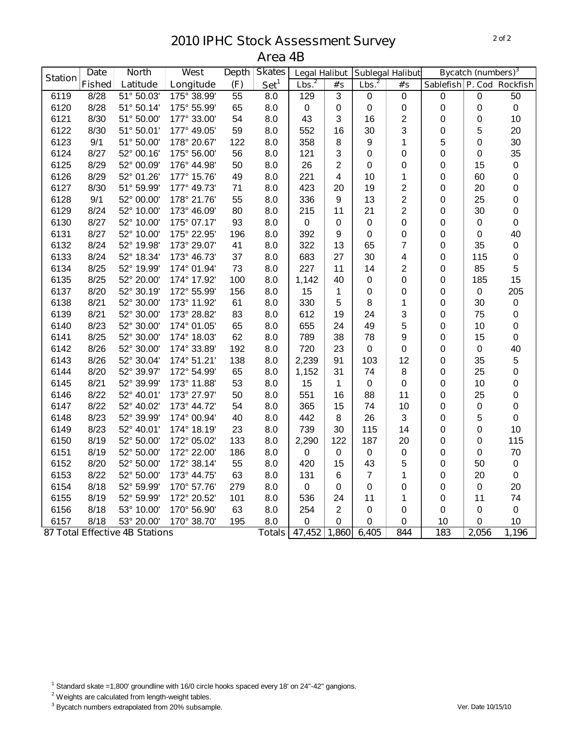# 2010 IPHC Stock Assessment Survey

## Area 4B

| Station | Date Fished | North Latitude | West Longitude | Depth (F) | Skates Set[1] | Legal Halibut | | Sublegal Halibut | | Bycatch (numbers)[3] | | |
|---|---|---|---|---|---|---|---|---|---|---|---|---|
| | | | | | | Lbs.[2] | #s | Lbs.[2] | #s | Sablefish | P. Cod | Rockfish |
| 6119 | 8/28 | 51° 50.03' | 175° 38.99' | 55 | 8.0 | 129 | 3 | 0 | 0 | 0 | 0 | 50 |
| 6120 | 8/28 | 51° 50.14' | 175° 55.99' | 65 | 8.0 | 0 | 0 | 0 | 0 | 0 | 0 | 0 |
| 6121 | 8/30 | 51° 50.00' | 177° 33.00' | 54 | 8.0 | 43 | 3 | 16 | 2 | 0 | 0 | 10 |
| 6122 | 8/30 | 51° 50.01' | 177° 49.05' | 59 | 8.0 | 552 | 16 | 30 | 3 | 0 | 5 | 20 |
| 6123 | 9/1 | 51° 50.00' | 178° 20.67' | 122 | 8.0 | 358 | 8 | 9 | 1 | 5 | 0 | 30 |
| 6124 | 8/27 | 52° 00.16' | 175° 56.00' | 56 | 8.0 | 121 | 3 | 0 | 0 | 0 | 0 | 35 |
| 6125 | 8/29 | 52° 00.09' | 176° 44.98' | 50 | 8.0 | 26 | 2 | 0 | 0 | 0 | 15 | 0 |
| 6126 | 8/29 | 52° 01.26' | 177° 15.76' | 49 | 8.0 | 221 | 4 | 10 | 1 | 0 | 60 | 0 |
| 6127 | 8/30 | 51° 59.99' | 177° 49.73' | 71 | 8.0 | 423 | 20 | 19 | 2 | 0 | 20 | 0 |
| 6128 | 9/1 | 52° 00.00' | 178° 21.76' | 55 | 8.0 | 336 | 9 | 13 | 2 | 0 | 25 | 0 |
| 6129 | 8/24 | 52° 10.00' | 173° 46.09' | 80 | 8.0 | 215 | 11 | 21 | 2 | 0 | 30 | 0 |
| 6130 | 8/27 | 52° 10.00' | 175° 07.17' | 93 | 8.0 | 0 | 0 | 0 | 0 | 0 | 0 | 0 |
| 6131 | 8/27 | 52° 10.00' | 175° 22.95' | 196 | 8.0 | 392 | 9 | 0 | 0 | 0 | 0 | 40 |
| 6132 | 8/24 | 52° 19.98' | 173° 29.07' | 41 | 8.0 | 322 | 13 | 65 | 7 | 0 | 35 | 0 |
| 6133 | 8/24 | 52° 18.34' | 173° 46.73' | 37 | 8.0 | 683 | 27 | 30 | 4 | 0 | 115 | 0 |
| 6134 | 8/25 | 52° 19.99' | 174° 01.94' | 73 | 8.0 | 227 | 11 | 14 | 2 | 0 | 85 | 5 |
| 6135 | 8/25 | 52° 20.00' | 174° 17.92' | 100 | 8.0 | 1,142 | 40 | 0 | 0 | 0 | 185 | 15 |
| 6137 | 8/20 | 52° 30.19' | 172° 55.99' | 156 | 8.0 | 15 | 1 | 0 | 0 | 0 | 0 | 205 |
| 6138 | 8/21 | 52° 30.00' | 173° 11.92' | 61 | 8.0 | 330 | 5 | 8 | 1 | 0 | 30 | 0 |
| 6139 | 8/21 | 52° 30.00' | 173° 28.82' | 83 | 8.0 | 612 | 19 | 24 | 3 | 0 | 75 | 0 |
| 6140 | 8/23 | 52° 30.00' | 174° 01.05' | 65 | 8.0 | 655 | 24 | 49 | 5 | 0 | 10 | 0 |
| 6141 | 8/25 | 52° 30.00' | 174° 18.03' | 62 | 8.0 | 789 | 38 | 78 | 9 | 0 | 15 | 0 |
| 6142 | 8/26 | 52° 30.00' | 174° 33.89' | 192 | 8.0 | 720 | 23 | 0 | 0 | 0 | 0 | 40 |
| 6143 | 8/26 | 52° 30.04' | 174° 51.21' | 138 | 8.0 | 2,239 | 91 | 103 | 12 | 0 | 35 | 5 |
| 6144 | 8/20 | 52° 39.97' | 172° 54.99' | 65 | 8.0 | 1,152 | 31 | 74 | 8 | 0 | 25 | 0 |
| 6145 | 8/21 | 52° 39.99' | 173° 11.88' | 53 | 8.0 | 15 | 1 | 0 | 0 | 0 | 10 | 0 |
| 6146 | 8/22 | 52° 40.01' | 173° 27.97' | 50 | 8.0 | 551 | 16 | 88 | 11 | 0 | 25 | 0 |
| 6147 | 8/22 | 52° 40.02' | 173° 44.72' | 54 | 8.0 | 365 | 15 | 74 | 10 | 0 | 0 | 0 |
| 6148 | 8/23 | 52° 39.99' | 174° 00.94' | 40 | 8.0 | 442 | 8 | 26 | 3 | 0 | 5 | 0 |
| 6149 | 8/23 | 52° 40.01' | 174° 18.19' | 23 | 8.0 | 739 | 30 | 115 | 14 | 0 | 0 | 10 |
| 6150 | 8/19 | 52° 50.00' | 172° 05.02' | 133 | 8.0 | 2,290 | 122 | 187 | 20 | 0 | 0 | 115 |
| 6151 | 8/19 | 52° 50.00' | 172° 22.00' | 186 | 8.0 | 0 | 0 | 0 | 0 | 0 | 0 | 70 |
| 6152 | 8/20 | 52° 50.00' | 172° 38.14' | 55 | 8.0 | 420 | 15 | 43 | 5 | 0 | 50 | 0 |
| 6153 | 8/22 | 52° 50.00' | 173° 44.75' | 63 | 8.0 | 131 | 6 | 7 | 1 | 0 | 20 | 0 |
| 6154 | 8/18 | 52° 59.99' | 170° 57.76' | 279 | 8.0 | 0 | 0 | 0 | 0 | 0 | 0 | 20 |
| 6155 | 8/19 | 52° 59.99' | 172° 20.52' | 101 | 8.0 | 536 | 24 | 11 | 1 | 0 | 11 | 74 |
| 6156 | 8/18 | 53° 10.00' | 170° 56.90' | 63 | 8.0 | 254 | 2 | 0 | 0 | 0 | 0 | 0 |
| 6157 | 8/18 | 53° 20.00' | 170° 38.70' | 195 | 8.0 | 0 | 0 | 0 | 0 | 10 | 0 | 10 |
| 87 Total Effective 4B Stations | | | | | Totals | 47,452 | 1,860 | 6,405 | 844 | 183 | 2,056 | 1,196 |

[1] Standard skate =1,800' groundline with 16/0 circle hooks spaced every 18' on 24"-42" gangions.

[2] Weights are calculated from length-weight tables.

[3] Bycatch numbers extrapolated from 20% subsample.

Ver. Date 10/15/10